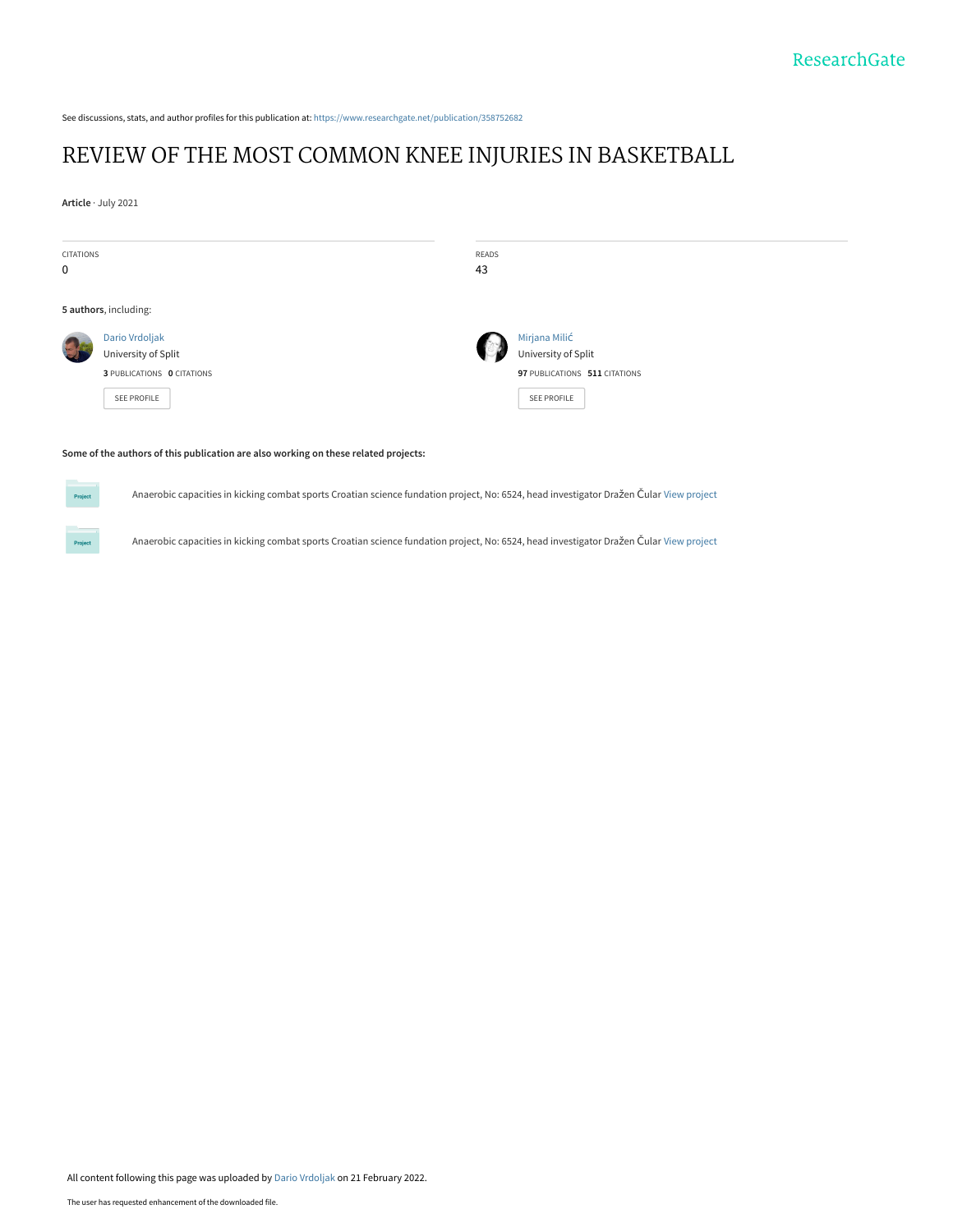See discussions, stats, and author profiles for this publication at: https://www.researchgate.net/publication/358752682

# REVIEW OF THE MOST COMMON KNEE INJURIES IN BASKETBALL

**Article** · July 2021

CITATIONS
0

READS
43

**5 authors**, including:

Dario Vrdoljak
University of Split
**3** PUBLICATIONS **0** CITATIONS

SEE PROFILE

Mirjana Milić
University of Split
**97** PUBLICATIONS **511** CITATIONS

SEE PROFILE

**Some of the authors of this publication are also working on these related projects:**

Anaerobic capacities in kicking combat sports Croatian science fundation project, No: 6524, head investigator Dražen Čular View project

Anaerobic capacities in kicking combat sports Croatian science fundation project, No: 6524, head investigator Dražen Čular View project

All content following this page was uploaded by Dario Vrdoljak on 21 February 2022.

The user has requested enhancement of the downloaded file.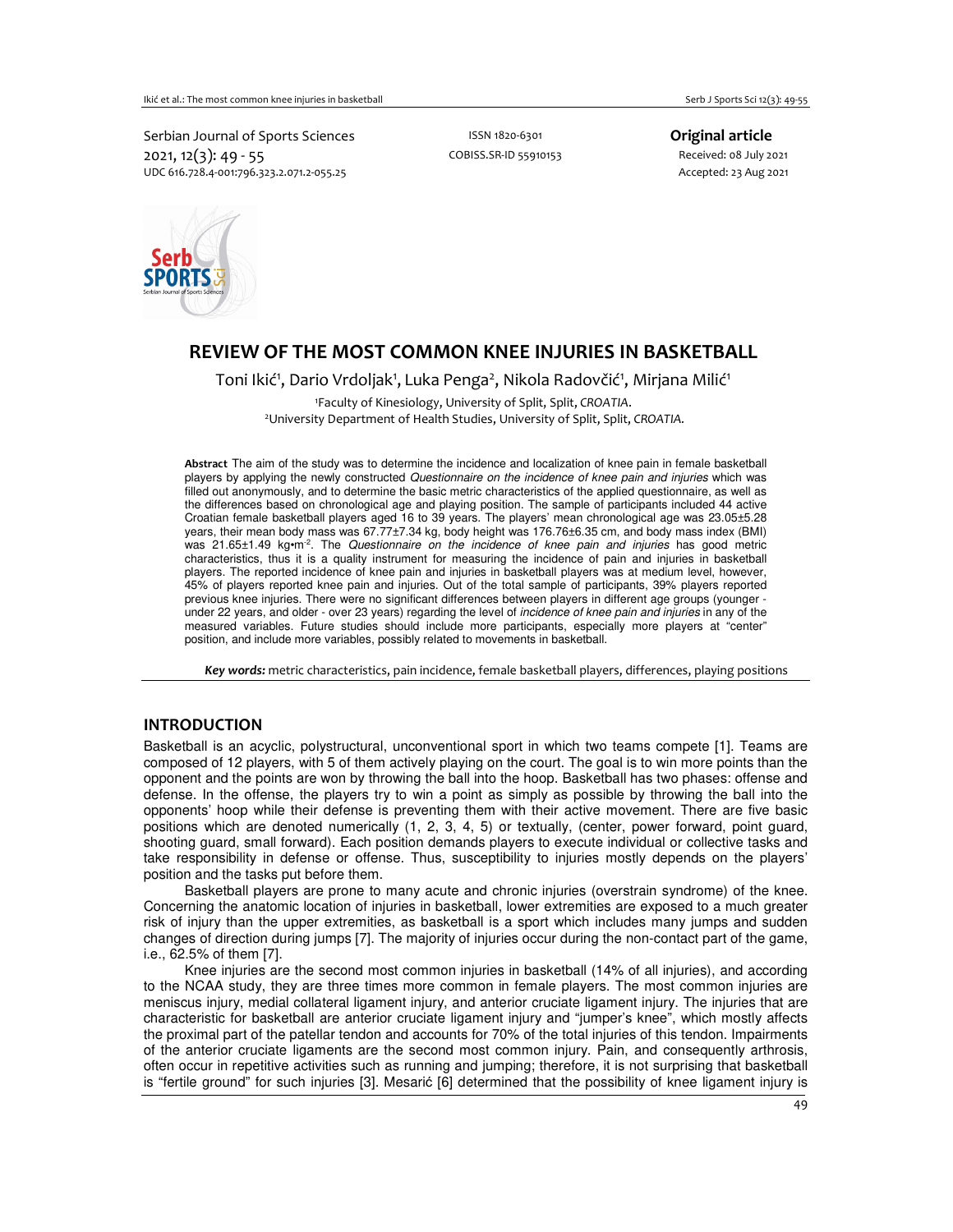Serbian Journal of Sports Sciences
2021, 12(3): 49 - 55
UDC 616.728.4-001:796.323.2.071.2-055.25

ISSN 1820-6301
COBISS.SR-ID 55910153

**Original article**
Received: 08 July 2021
Accepted: 23 Aug 2021

# REVIEW OF THE MOST COMMON KNEE INJURIES IN BASKETBALL

Toni Ikić[1], Dario Vrdoljak[1], Luka Penga[2], Nikola Radovčić[1], Mirjana Milić[1]

[1]Faculty of Kinesiology, University of Split, Split, *CROATIA*.
[2]University Department of Health Studies, University of Split, Split, *CROATIA*.

**Abstract** The aim of the study was to determine the incidence and localization of knee pain in female basketball players by applying the newly constructed *Questionnaire on the incidence of knee pain and injuries* which was filled out anonymously, and to determine the basic metric characteristics of the applied questionnaire, as well as the differences based on chronological age and playing position. The sample of participants included 44 active Croatian female basketball players aged 16 to 39 years. The players' mean chronological age was 23.05±5.28 years, their mean body mass was 67.77±7.34 kg, body height was 176.76±6.35 cm, and body mass index (BMI) was 21.65±1.49 kg•m$^{-2}$. The *Questionnaire on the incidence of knee pain and injuries* has good metric characteristics, thus it is a quality instrument for measuring the incidence of pain and injuries in basketball players. The reported incidence of knee pain and injuries in basketball players was at medium level, however, 45% of players reported knee pain and injuries. Out of the total sample of participants, 39% players reported previous knee injuries. There were no significant differences between players in different age groups (younger - under 22 years, and older - over 23 years) regarding the level of *incidence of knee pain and injuries* in any of the measured variables. Future studies should include more participants, especially more players at "center" position, and include more variables, possibly related to movements in basketball.

***Key words:*** metric characteristics, pain incidence, female basketball players, differences, playing positions

## INTRODUCTION

Basketball is an acyclic, polystructural, unconventional sport in which two teams compete [1]. Teams are composed of 12 players, with 5 of them actively playing on the court. The goal is to win more points than the opponent and the points are won by throwing the ball into the hoop. Basketball has two phases: offense and defense. In the offense, the players try to win a point as simply as possible by throwing the ball into the opponents' hoop while their defense is preventing them with their active movement. There are five basic positions which are denoted numerically (1, 2, 3, 4, 5) or textually, (center, power forward, point guard, shooting guard, small forward). Each position demands players to execute individual or collective tasks and take responsibility in defense or offense. Thus, susceptibility to injuries mostly depends on the players' position and the tasks put before them.

Basketball players are prone to many acute and chronic injuries (overstrain syndrome) of the knee. Concerning the anatomic location of injuries in basketball, lower extremities are exposed to a much greater risk of injury than the upper extremities, as basketball is a sport which includes many jumps and sudden changes of direction during jumps [7]. The majority of injuries occur during the non-contact part of the game, i.e., 62.5% of them [7].

Knee injuries are the second most common injuries in basketball (14% of all injuries), and according to the NCAA study, they are three times more common in female players. The most common injuries are meniscus injury, medial collateral ligament injury, and anterior cruciate ligament injury. The injuries that are characteristic for basketball are anterior cruciate ligament injury and "jumper's knee", which mostly affects the proximal part of the patellar tendon and accounts for 70% of the total injuries of this tendon. Impairments of the anterior cruciate ligaments are the second most common injury. Pain, and consequently arthrosis, often occur in repetitive activities such as running and jumping; therefore, it is not surprising that basketball is "fertile ground" for such injuries [3]. Mesarić [6] determined that the possibility of knee ligament injury is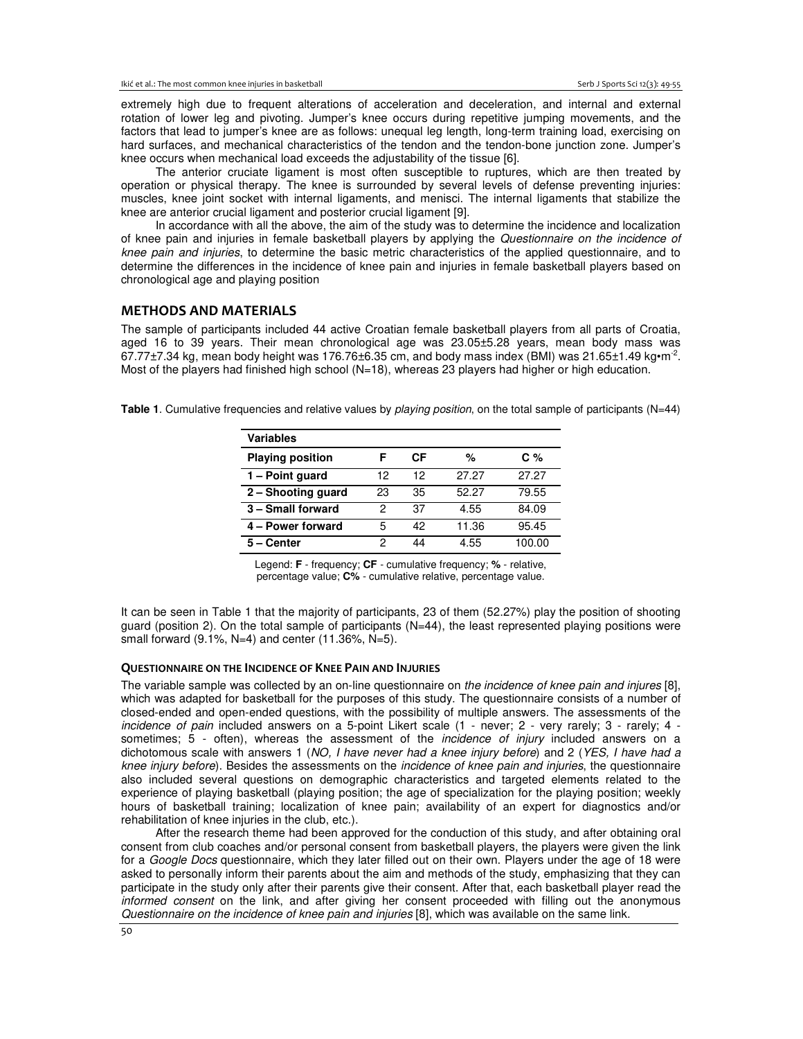extremely high due to frequent alterations of acceleration and deceleration, and internal and external rotation of lower leg and pivoting. Jumper's knee occurs during repetitive jumping movements, and the factors that lead to jumper's knee are as follows: unequal leg length, long-term training load, exercising on hard surfaces, and mechanical characteristics of the tendon and the tendon-bone junction zone. Jumper's knee occurs when mechanical load exceeds the adjustability of the tissue [6].

The anterior cruciate ligament is most often susceptible to ruptures, which are then treated by operation or physical therapy. The knee is surrounded by several levels of defense preventing injuries: muscles, knee joint socket with internal ligaments, and menisci. The internal ligaments that stabilize the knee are anterior crucial ligament and posterior crucial ligament [9].

In accordance with all the above, the aim of the study was to determine the incidence and localization of knee pain and injuries in female basketball players by applying the *Questionnaire on the incidence of knee pain and injuries*, to determine the basic metric characteristics of the applied questionnaire, and to determine the differences in the incidence of knee pain and injuries in female basketball players based on chronological age and playing position

## METHODS AND MATERIALS

The sample of participants included 44 active Croatian female basketball players from all parts of Croatia, aged 16 to 39 years. Their mean chronological age was 23.05±5.28 years, mean body mass was 67.77±7.34 kg, mean body height was 176.76±6.35 cm, and body mass index (BMI) was 21.65±1.49 kg•m$^{-2}$. Most of the players had finished high school (N=18), whereas 23 players had higher or high education.

**Table 1**. Cumulative frequencies and relative values by *playing position*, on the total sample of participants (N=44)

| **Variables** | | | | |
|---|---|---|---|---|
| **Playing position** | **F** | **CF** | **%** | **C %** |
| **1 – Point guard** | 12 | 12 | 27.27 | 27.27 |
| **2 – Shooting guard** | 23 | 35 | 52.27 | 79.55 |
| **3 – Small forward** | 2 | 37 | 4.55 | 84.09 |
| **4 – Power forward** | 5 | 42 | 11.36 | 95.45 |
| **5 – Center** | 2 | 44 | 4.55 | 100.00 |

Legend: **F** - frequency; **CF** - cumulative frequency; **%** - relative, percentage value; **C%** - cumulative relative, percentage value.

It can be seen in Table 1 that the majority of participants, 23 of them (52.27%) play the position of shooting guard (position 2). On the total sample of participants (N=44), the least represented playing positions were small forward (9.1%, N=4) and center (11.36%, N=5).

### QUESTIONNAIRE ON THE INCIDENCE OF KNEE PAIN AND INJURIES

The variable sample was collected by an on-line questionnaire on *the incidence of knee pain and injures* [8], which was adapted for basketball for the purposes of this study. The questionnaire consists of a number of closed-ended and open-ended questions, with the possibility of multiple answers. The assessments of the *incidence of pain* included answers on a 5-point Likert scale (1 - never; 2 - very rarely; 3 - rarely; 4 - sometimes; 5 - often), whereas the assessment of the *incidence of injury* included answers on a dichotomous scale with answers 1 (*NO, I have never had a knee injury before*) and 2 (*YES, I have had a knee injury before*). Besides the assessments on the *incidence of knee pain and injuries*, the questionnaire also included several questions on demographic characteristics and targeted elements related to the experience of playing basketball (playing position; the age of specialization for the playing position; weekly hours of basketball training; localization of knee pain; availability of an expert for diagnostics and/or rehabilitation of knee injuries in the club, etc.).

After the research theme had been approved for the conduction of this study, and after obtaining oral consent from club coaches and/or personal consent from basketball players, the players were given the link for a *Google Docs* questionnaire, which they later filled out on their own. Players under the age of 18 were asked to personally inform their parents about the aim and methods of the study, emphasizing that they can participate in the study only after their parents give their consent. After that, each basketball player read the *informed consent* on the link, and after giving her consent proceeded with filling out the anonymous *Questionnaire on the incidence of knee pain and injuries* [8], which was available on the same link.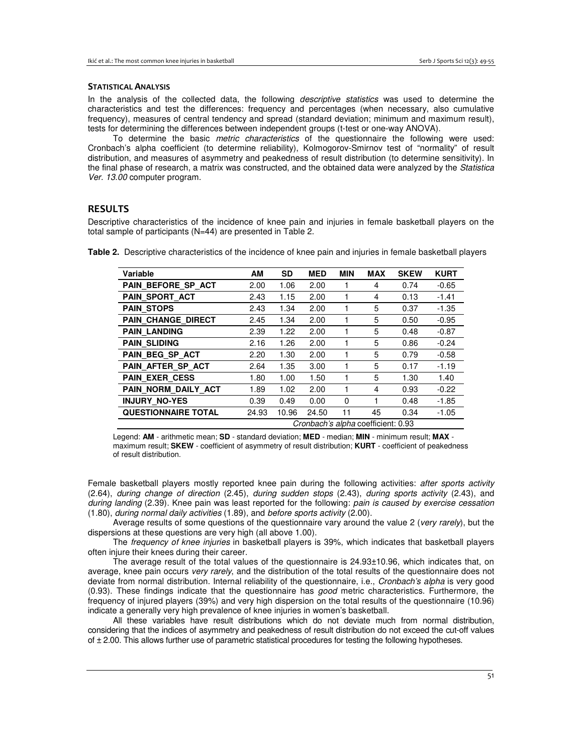### STATISTICAL ANALYSIS

In the analysis of the collected data, the following *descriptive statistics* was used to determine the characteristics and test the differences: frequency and percentages (when necessary, also cumulative frequency), measures of central tendency and spread (standard deviation; minimum and maximum result), tests for determining the differences between independent groups (t-test or one-way ANOVA).

To determine the basic *metric characteristics* of the questionnaire the following were used: Cronbach's alpha coefficient (to determine reliability), Kolmogorov-Smirnov test of "normality" of result distribution, and measures of asymmetry and peakedness of result distribution (to determine sensitivity). In the final phase of research, a matrix was constructed, and the obtained data were analyzed by the *Statistica Ver. 13.00* computer program.

## RESULTS

Descriptive characteristics of the incidence of knee pain and injuries in female basketball players on the total sample of participants (N=44) are presented in Table 2.

**Table 2.** Descriptive characteristics of the incidence of knee pain and injuries in female basketball players

| Variable | AM | SD | MED | MIN | MAX | SKEW | KURT |
|---|---|---|---|---|---|---|---|
| **PAIN_BEFORE_SP_ACT** | 2.00 | 1.06 | 2.00 | 1 | 4 | 0.74 | -0.65 |
| **PAIN_SPORT_ACT** | 2.43 | 1.15 | 2.00 | 1 | 4 | 0.13 | -1.41 |
| **PAIN_STOPS** | 2.43 | 1.34 | 2.00 | 1 | 5 | 0.37 | -1.35 |
| **PAIN_CHANGE_DIRECT** | 2.45 | 1.34 | 2.00 | 1 | 5 | 0.50 | -0.95 |
| **PAIN_LANDING** | 2.39 | 1.22 | 2.00 | 1 | 5 | 0.48 | -0.87 |
| **PAIN_SLIDING** | 2.16 | 1.26 | 2.00 | 1 | 5 | 0.86 | -0.24 |
| **PAIN_BEG_SP_ACT** | 2.20 | 1.30 | 2.00 | 1 | 5 | 0.79 | -0.58 |
| **PAIN_AFTER_SP_ACT** | 2.64 | 1.35 | 3.00 | 1 | 5 | 0.17 | -1.19 |
| **PAIN_EXER_CESS** | 1.80 | 1.00 | 1.50 | 1 | 5 | 1.30 | 1.40 |
| **PAIN_NORM_DAILY_ACT** | 1.89 | 1.02 | 2.00 | 1 | 4 | 0.93 | -0.22 |
| **INJURY_NO-YES** | 0.39 | 0.49 | 0.00 | 0 | 1 | 0.48 | -1.85 |
| **QUESTIONNAIRE TOTAL** | 24.93 | 10.96 | 24.50 | 11 | 45 | 0.34 | -1.05 |
| | | | *Cronbach's alpha* coefficient: 0.93 | | | | |

Legend: **AM** - arithmetic mean; **SD** - standard deviation; **MED** - median; **MIN** - minimum result; **MAX** - maximum result; **SKEW** - coefficient of asymmetry of result distribution; **KURT** - coefficient of peakedness of result distribution.

Female basketball players mostly reported knee pain during the following activities: *after sports activity* (2.64), *during change of direction* (2.45), *during sudden stops* (2.43), *during sports activity* (2.43), and *during landing* (2.39). Knee pain was least reported for the following: *pain is caused by exercise cessation* (1.80), *during normal daily activities* (1.89), and *before sports activity* (2.00).

Average results of some questions of the questionnaire vary around the value 2 (*very rarely*), but the dispersions at these questions are very high (all above 1.00).

The *frequency of knee injuries* in basketball players is 39%, which indicates that basketball players often injure their knees during their career.

The average result of the total values of the questionnaire is 24.93±10.96, which indicates that, on average, knee pain occurs *very rarely*, and the distribution of the total results of the questionnaire does not deviate from normal distribution. Internal reliability of the questionnaire, i.e., *Cronbach's alpha* is very good (0.93). These findings indicate that the questionnaire has *good* metric characteristics. Furthermore, the frequency of injured players (39%) and very high dispersion on the total results of the questionnaire (10.96) indicate a generally very high prevalence of knee injuries in women's basketball.

All these variables have result distributions which do not deviate much from normal distribution, considering that the indices of asymmetry and peakedness of result distribution do not exceed the cut-off values of ± 2.00. This allows further use of parametric statistical procedures for testing the following hypotheses.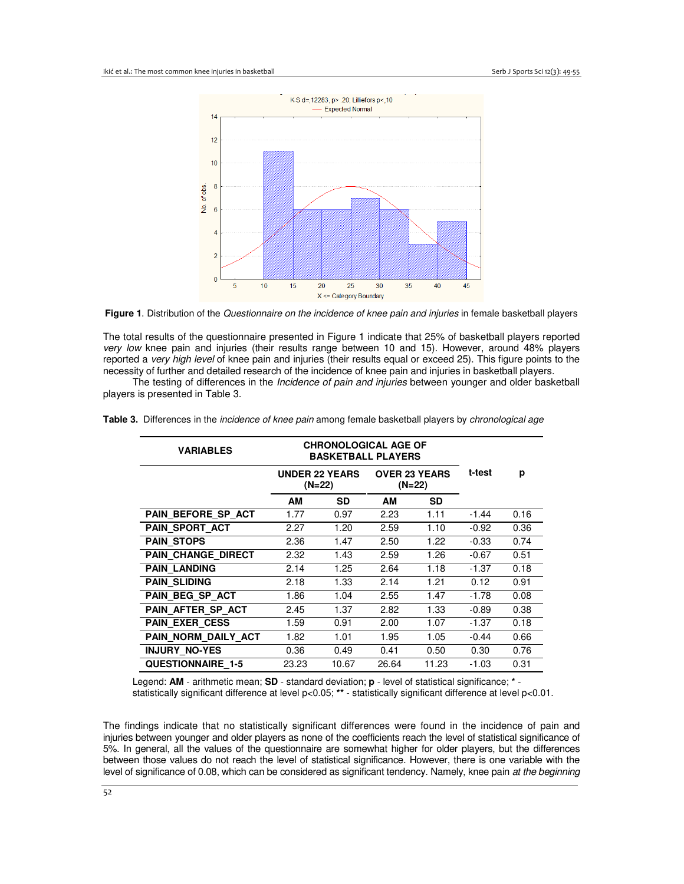**Figure 1**. Distribution of the *Questionnaire on the incidence of knee pain and injuries* in female basketball players

The total results of the questionnaire presented in Figure 1 indicate that 25% of basketball players reported *very low* knee pain and injuries (their results range between 10 and 15). However, around 48% players reported a *very high level* of knee pain and injuries (their results equal or exceed 25). This figure points to the necessity of further and detailed research of the incidence of knee pain and injuries in basketball players.

The testing of differences in the *Incidence of pain and injuries* between younger and older basketball players is presented in Table 3.

**Table 3.** Differences in the *incidence of knee pain* among female basketball players by *chronological age*

| VARIABLES | CHRONOLOGICAL AGE OF BASKETBALL PLAYERS | | | | t-test | p |
|---|---|---|---|---|---|---|
| | UNDER 22 YEARS (N=22) | | OVER 23 YEARS (N=22) | | | |
| | AM | SD | AM | SD | | |
| **PAIN_BEFORE_SP_ACT** | 1.77 | 0.97 | 2.23 | 1.11 | -1.44 | 0.16 |
| **PAIN_SPORT_ACT** | 2.27 | 1.20 | 2.59 | 1.10 | -0.92 | 0.36 |
| **PAIN_STOPS** | 2.36 | 1.47 | 2.50 | 1.22 | -0.33 | 0.74 |
| **PAIN_CHANGE_DIRECT** | 2.32 | 1.43 | 2.59 | 1.26 | -0.67 | 0.51 |
| **PAIN_LANDING** | 2.14 | 1.25 | 2.64 | 1.18 | -1.37 | 0.18 |
| **PAIN_SLIDING** | 2.18 | 1.33 | 2.14 | 1.21 | 0.12 | 0.91 |
| **PAIN_BEG_SP_ACT** | 1.86 | 1.04 | 2.55 | 1.47 | -1.78 | 0.08 |
| **PAIN_AFTER_SP_ACT** | 2.45 | 1.37 | 2.82 | 1.33 | -0.89 | 0.38 |
| **PAIN_EXER_CESS** | 1.59 | 0.91 | 2.00 | 1.07 | -1.37 | 0.18 |
| **PAIN_NORM_DAILY_ACT** | 1.82 | 1.01 | 1.95 | 1.05 | -0.44 | 0.66 |
| **INJURY_NO-YES** | 0.36 | 0.49 | 0.41 | 0.50 | 0.30 | 0.76 |
| **QUESTIONNAIRE_1-5** | 23.23 | 10.67 | 26.64 | 11.23 | -1.03 | 0.31 |

Legend: **AM** - arithmetic mean; **SD** - standard deviation; **p** - level of statistical significance; **\*** - statistically significant difference at level $p<0.05$; **\*\*** - statistically significant difference at level $p<0.01$.

The findings indicate that no statistically significant differences were found in the incidence of pain and injuries between younger and older players as none of the coefficients reach the level of statistical significance of 5%. In general, all the values of the questionnaire are somewhat higher for older players, but the differences between those values do not reach the level of statistical significance. However, there is one variable with the level of significance of 0.08, which can be considered as significant tendency. Namely, knee pain *at the beginning*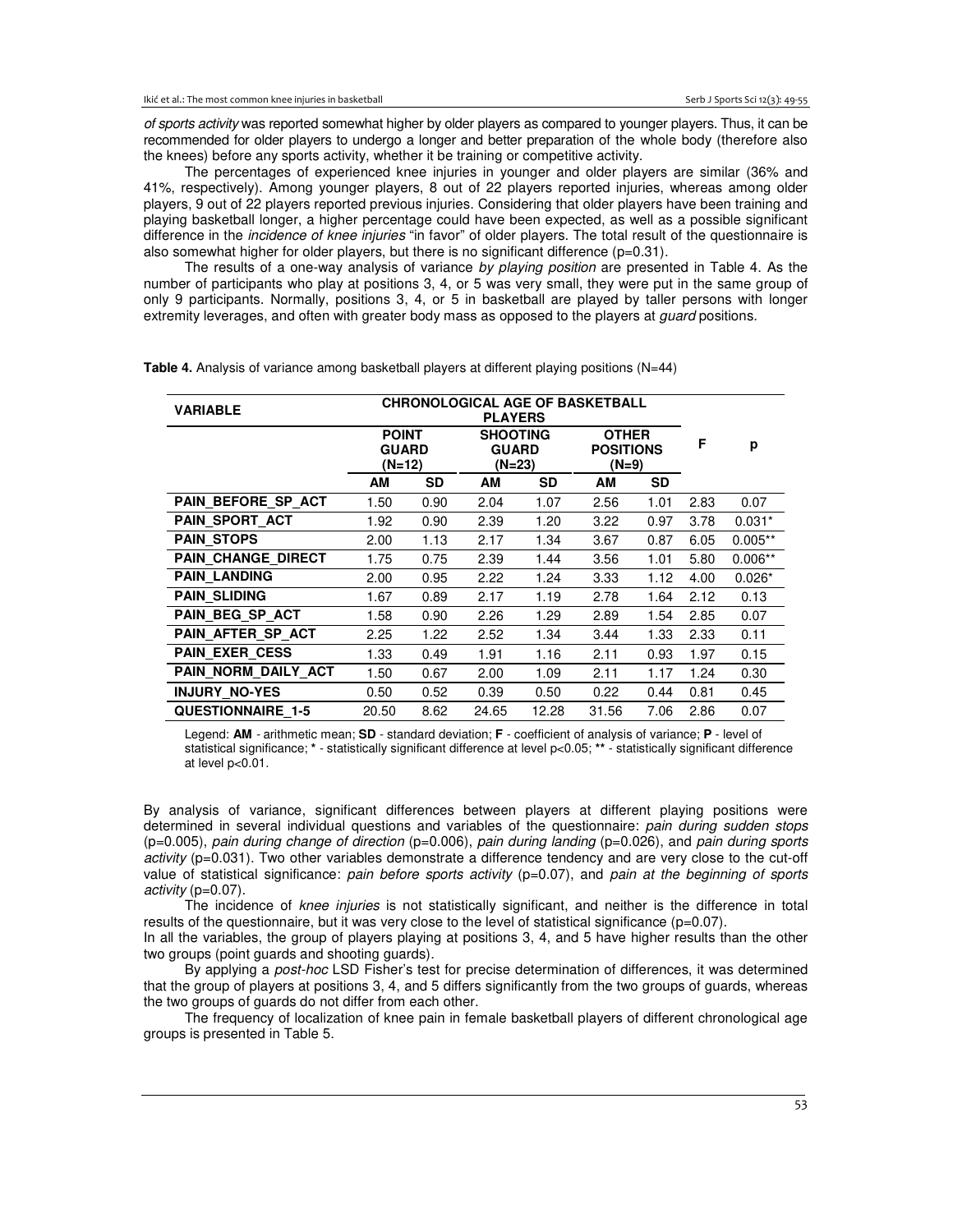*of sports activity* was reported somewhat higher by older players as compared to younger players. Thus, it can be recommended for older players to undergo a longer and better preparation of the whole body (therefore also the knees) before any sports activity, whether it be training or competitive activity.

The percentages of experienced knee injuries in younger and older players are similar (36% and 41%, respectively). Among younger players, 8 out of 22 players reported injuries, whereas among older players, 9 out of 22 players reported previous injuries. Considering that older players have been training and playing basketball longer, a higher percentage could have been expected, as well as a possible significant difference in the *incidence of knee injuries* "in favor" of older players. The total result of the questionnaire is also somewhat higher for older players, but there is no significant difference (p=0.31).

The results of a one-way analysis of variance *by playing position* are presented in Table 4. As the number of participants who play at positions 3, 4, or 5 was very small, they were put in the same group of only 9 participants. Normally, positions 3, 4, or 5 in basketball are played by taller persons with longer extremity leverages, and often with greater body mass as opposed to the players at *guard* positions.

**Table 4.** Analysis of variance among basketball players at different playing positions (N=44)

| VARIABLE | CHRONOLOGICAL AGE OF BASKETBALL PLAYERS | | | | | | | |
|---|---|---|---|---|---|---|---|---|
| | POINT GUARD (N=12) | | SHOOTING GUARD (N=23) | | OTHER POSITIONS (N=9) | | F | p |
| | AM | SD | AM | SD | AM | SD | | |
| PAIN_BEFORE_SP_ACT | 1.50 | 0.90 | 2.04 | 1.07 | 2.56 | 1.01 | 2.83 | 0.07 |
| PAIN_SPORT_ACT | 1.92 | 0.90 | 2.39 | 1.20 | 3.22 | 0.97 | 3.78 | 0.031* |
| PAIN_STOPS | 2.00 | 1.13 | 2.17 | 1.34 | 3.67 | 0.87 | 6.05 | 0.005** |
| PAIN_CHANGE_DIRECT | 1.75 | 0.75 | 2.39 | 1.44 | 3.56 | 1.01 | 5.80 | 0.006** |
| PAIN_LANDING | 2.00 | 0.95 | 2.22 | 1.24 | 3.33 | 1.12 | 4.00 | 0.026* |
| PAIN_SLIDING | 1.67 | 0.89 | 2.17 | 1.19 | 2.78 | 1.64 | 2.12 | 0.13 |
| PAIN_BEG_SP_ACT | 1.58 | 0.90 | 2.26 | 1.29 | 2.89 | 1.54 | 2.85 | 0.07 |
| PAIN_AFTER_SP_ACT | 2.25 | 1.22 | 2.52 | 1.34 | 3.44 | 1.33 | 2.33 | 0.11 |
| PAIN_EXER_CESS | 1.33 | 0.49 | 1.91 | 1.16 | 2.11 | 0.93 | 1.97 | 0.15 |
| PAIN_NORM_DAILY_ACT | 1.50 | 0.67 | 2.00 | 1.09 | 2.11 | 1.17 | 1.24 | 0.30 |
| INJURY_NO-YES | 0.50 | 0.52 | 0.39 | 0.50 | 0.22 | 0.44 | 0.81 | 0.45 |
| QUESTIONNAIRE_1-5 | 20.50 | 8.62 | 24.65 | 12.28 | 31.56 | 7.06 | 2.86 | 0.07 |

Legend: **AM** - arithmetic mean; **SD** - standard deviation; **F** - coefficient of analysis of variance; **P** - level of statistical significance; **\*** - statistically significant difference at level p<0.05; **\*\*** - statistically significant difference at level p<0.01.

By analysis of variance, significant differences between players at different playing positions were determined in several individual questions and variables of the questionnaire: *pain during sudden stops* (p=0.005), *pain during change of direction* (p=0.006), *pain during landing* (p=0.026), and *pain during sports activity* (p=0.031). Two other variables demonstrate a difference tendency and are very close to the cut-off value of statistical significance: *pain before sports activity* (p=0.07), and *pain at the beginning of sports activity* (p=0.07).

The incidence of *knee injuries* is not statistically significant, and neither is the difference in total results of the questionnaire, but it was very close to the level of statistical significance (p=0.07).

In all the variables, the group of players playing at positions 3, 4, and 5 have higher results than the other two groups (point guards and shooting guards).

By applying a *post-hoc* LSD Fisher's test for precise determination of differences, it was determined that the group of players at positions 3, 4, and 5 differs significantly from the two groups of guards, whereas the two groups of guards do not differ from each other.

The frequency of localization of knee pain in female basketball players of different chronological age groups is presented in Table 5.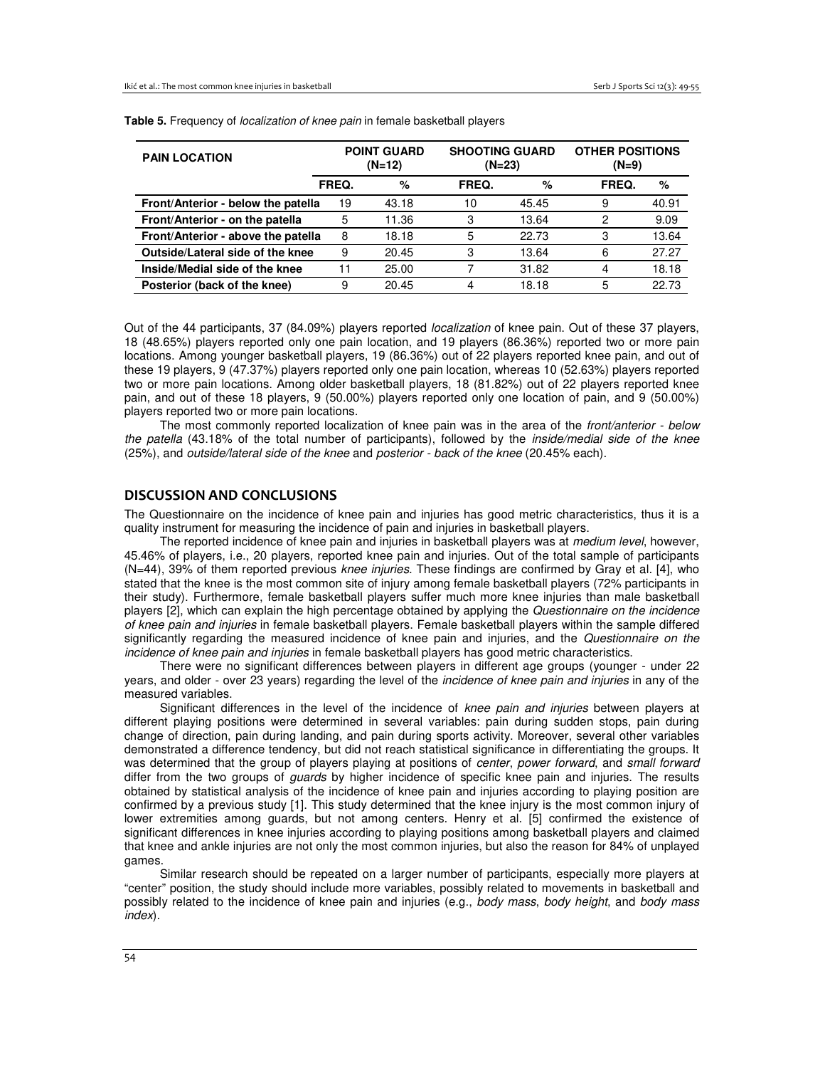**Table 5.** Frequency of *localization of knee pain* in female basketball players

| PAIN LOCATION | POINT GUARD (N=12) | | SHOOTING GUARD (N=23) | | OTHER POSITIONS (N=9) | |
|---|---|---|---|---|---|---|
| | FREQ. | % | FREQ. | % | FREQ. | % |
| **Front/Anterior - below the patella** | 19 | 43.18 | 10 | 45.45 | 9 | 40.91 |
| **Front/Anterior - on the patella** | 5 | 11.36 | 3 | 13.64 | 2 | 9.09 |
| **Front/Anterior - above the patella** | 8 | 18.18 | 5 | 22.73 | 3 | 13.64 |
| **Outside/Lateral side of the knee** | 9 | 20.45 | 3 | 13.64 | 6 | 27.27 |
| **Inside/Medial side of the knee** | 11 | 25.00 | 7 | 31.82 | 4 | 18.18 |
| **Posterior (back of the knee)** | 9 | 20.45 | 4 | 18.18 | 5 | 22.73 |

Out of the 44 participants, 37 (84.09%) players reported *localization* of knee pain. Out of these 37 players, 18 (48.65%) players reported only one pain location, and 19 players (86.36%) reported two or more pain locations. Among younger basketball players, 19 (86.36%) out of 22 players reported knee pain, and out of these 19 players, 9 (47.37%) players reported only one pain location, whereas 10 (52.63%) players reported two or more pain locations. Among older basketball players, 18 (81.82%) out of 22 players reported knee pain, and out of these 18 players, 9 (50.00%) players reported only one location of pain, and 9 (50.00%) players reported two or more pain locations.

The most commonly reported localization of knee pain was in the area of the *front/anterior - below the patella* (43.18% of the total number of participants), followed by the *inside/medial side of the knee* (25%), and *outside/lateral side of the knee* and *posterior - back of the knee* (20.45% each).

## DISCUSSION AND CONCLUSIONS

The Questionnaire on the incidence of knee pain and injuries has good metric characteristics, thus it is a quality instrument for measuring the incidence of pain and injuries in basketball players.

The reported incidence of knee pain and injuries in basketball players was at *medium level*, however, 45.46% of players, i.e., 20 players, reported knee pain and injuries. Out of the total sample of participants (N=44), 39% of them reported previous *knee injuries*. These findings are confirmed by Gray et al. [4], who stated that the knee is the most common site of injury among female basketball players (72% participants in their study). Furthermore, female basketball players suffer much more knee injuries than male basketball players [2], which can explain the high percentage obtained by applying the *Questionnaire on the incidence of knee pain and injuries* in female basketball players. Female basketball players within the sample differed significantly regarding the measured incidence of knee pain and injuries, and the *Questionnaire on the incidence of knee pain and injuries* in female basketball players has good metric characteristics.

There were no significant differences between players in different age groups (younger - under 22 years, and older - over 23 years) regarding the level of the *incidence of knee pain and injuries* in any of the measured variables.

Significant differences in the level of the incidence of *knee pain and injuries* between players at different playing positions were determined in several variables: pain during sudden stops, pain during change of direction, pain during landing, and pain during sports activity. Moreover, several other variables demonstrated a difference tendency, but did not reach statistical significance in differentiating the groups. It was determined that the group of players playing at positions of *center*, *power forward*, and *small forward* differ from the two groups of *guards* by higher incidence of specific knee pain and injuries. The results obtained by statistical analysis of the incidence of knee pain and injuries according to playing position are confirmed by a previous study [1]. This study determined that the knee injury is the most common injury of lower extremities among guards, but not among centers. Henry et al. [5] confirmed the existence of significant differences in knee injuries according to playing positions among basketball players and claimed that knee and ankle injuries are not only the most common injuries, but also the reason for 84% of unplayed games.

Similar research should be repeated on a larger number of participants, especially more players at "center" position, the study should include more variables, possibly related to movements in basketball and possibly related to the incidence of knee pain and injuries (e.g., *body mass*, *body height*, and *body mass index*).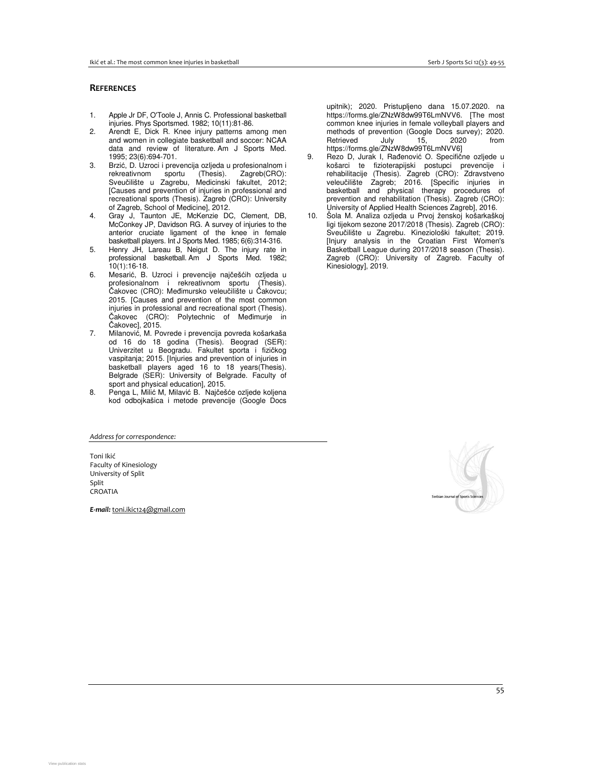## REFERENCES

1. Apple Jr DF, O'Toole J, Annis C. Professional basketball injuries. Phys Sportsmed. 1982; 10(11):81-86.
2. Arendt E, Dick R. Knee injury patterns among men and women in collegiate basketball and soccer: NCAA data and review of literature. Am J Sports Med. 1995; 23(6):694-701.
3. Brzić, D. Uzroci i prevencija ozljeda u profesionalnom i rekreativnom sportu (Thesis). Zagreb(CRO): Sveučilište u Zagrebu, Medicinski fakultet, 2012; [Causes and prevention of injuries in professional and recreational sports (Thesis). Zagreb (CRO): University of Zagreb, School of Medicine], 2012.
4. Gray J, Taunton JE, McKenzie DC, Clement, DB, McConkey JP, Davidson RG. A survey of injuries to the anterior cruciate ligament of the knee in female basketball players. Int J Sports Med. 1985; 6(6):314-316.
5. Henry JH, Lareau B, Neigut D. The injury rate in professional basketball. Am J Sports Med. 1982; 10(1):16-18.
6. Mesarić, B. Uzroci i prevencije najčešćih ozljeda u profesionalnom i rekreativnom sportu (Thesis). Čakovec (CRO): Međimursko veleučilište u Čakovcu; 2015. [Causes and prevention of the most common injuries in professional and recreational sport (Thesis). Čakovec (CRO): Polytechnic of Međimurje in Čakovec], 2015.
7. Milanović, M. Povrede i prevencija povreda košarkaša od 16 do 18 godina (Thesis). Beograd (SER): Univerzitet u Beogradu. Fakultet sporta i fizičkog vaspitanja; 2015. [Injuries and prevention of injuries in basketball players aged 16 to 18 years(Thesis). Belgrade (SER): University of Belgrade. Faculty of sport and physical education], 2015.
8. Penga L, Milić M, Milavić B. Najčešće ozljede koljena kod odbojkašica i metode prevencije (Google Docs upitnik); 2020. Pristupljeno dana 15.07.2020. na https://forms.gle/ZNzW8dw99T6LmNVV6. [The most common knee injuries in female volleyball players and methods of prevention (Google Docs survey); 2020. Retrieved July 15, 2020 from https://forms.gle/ZNzW8dw99T6LmNVV6]
9. Rezo D, Jurak I, Rađenović O. Specifične ozljede u košarci te fizioterapijski postupci prevencije i rehabilitacije (Thesis). Zagreb (CRO): Zdravstveno veleučilište Zagreb; 2016. [Specific injuries in basketball and physical therapy procedures of prevention and rehabilitation (Thesis). Zagreb (CRO): University of Applied Health Sciences Zagreb], 2016.
10. Šola M. Analiza ozljeda u Prvoj ženskoj košarkaškoj ligi tijekom sezone 2017/2018 (Thesis). Zagreb (CRO): Sveučilište u Zagrebu. Kineziološki fakultet; 2019. [Injury analysis in the Croatian First Women's Basketball League during 2017/2018 season (Thesis). Zagreb (CRO): University of Zagreb. Faculty of Kinesiology], 2019.

*Address for correspondence:*

Toni Ikić
Faculty of Kinesiology
University of Split
Split
CROATIA

***E-mail:*** toni.ikic124@gmail.com